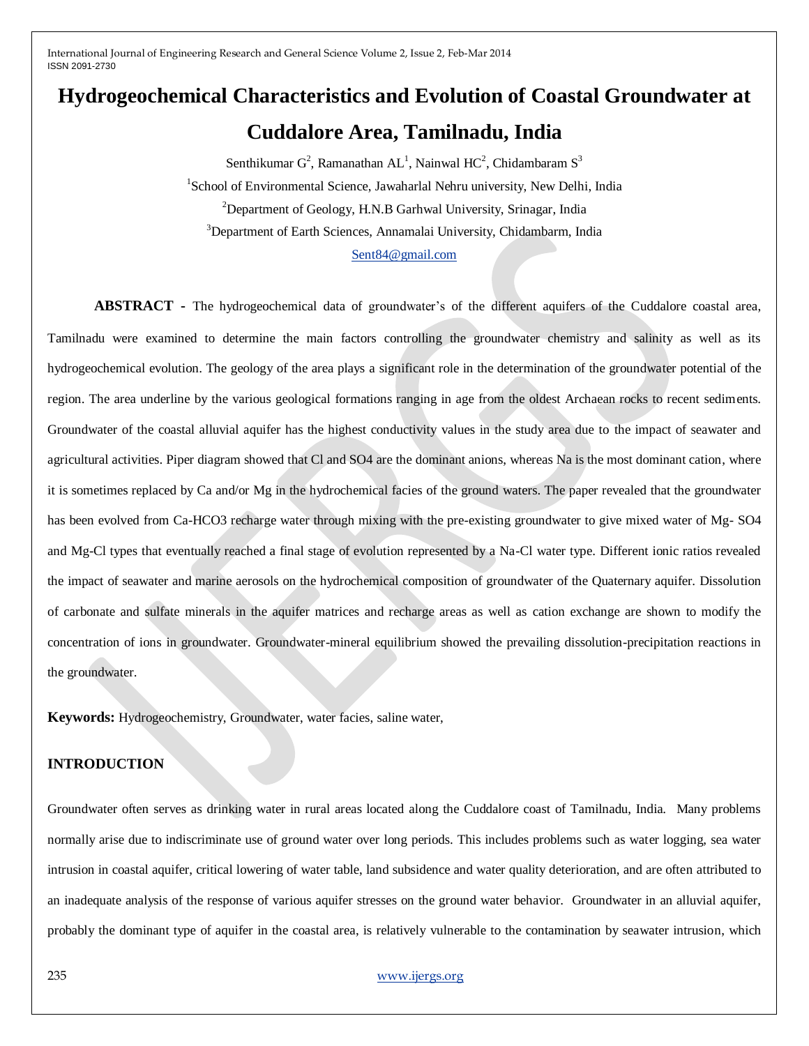# Hydrogeochemical Characteristics and Evolution of Coastal Groundwater at Cuddalore Area, Tamilnadu, India

Senthikumar G[2], Ramanathan AL[1], Nainwal HC[2], Chidambaram S[3]

[1]School of Environmental Science, Jawaharlal Nehru university, New Delhi, India

[2]Department of Geology, H.N.B Garhwal University, Srinagar, India

[3]Department of Earth Sciences, Annamalai University, Chidambarm, India

Sent84@gmail.com

**ABSTRACT -** The hydrogeochemical data of groundwater's of the different aquifers of the Cuddalore coastal area, Tamilnadu were examined to determine the main factors controlling the groundwater chemistry and salinity as well as its hydrogeochemical evolution. The geology of the area plays a significant role in the determination of the groundwater potential of the region. The area underline by the various geological formations ranging in age from the oldest Archaean rocks to recent sediments. Groundwater of the coastal alluvial aquifer has the highest conductivity values in the study area due to the impact of seawater and agricultural activities. Piper diagram showed that Cl and SO4 are the dominant anions, whereas Na is the most dominant cation, where it is sometimes replaced by Ca and/or Mg in the hydrochemical facies of the ground waters. The paper revealed that the groundwater has been evolved from Ca-HCO3 recharge water through mixing with the pre-existing groundwater to give mixed water of Mg- SO4 and Mg-Cl types that eventually reached a final stage of evolution represented by a Na-Cl water type. Different ionic ratios revealed the impact of seawater and marine aerosols on the hydrochemical composition of groundwater of the Quaternary aquifer. Dissolution of carbonate and sulfate minerals in the aquifer matrices and recharge areas as well as cation exchange are shown to modify the concentration of ions in groundwater. Groundwater-mineral equilibrium showed the prevailing dissolution-precipitation reactions in the groundwater.

**Keywords:** Hydrogeochemistry, Groundwater, water facies, saline water,

## INTRODUCTION

Groundwater often serves as drinking water in rural areas located along the Cuddalore coast of Tamilnadu, India. Many problems normally arise due to indiscriminate use of ground water over long periods. This includes problems such as water logging, sea water intrusion in coastal aquifer, critical lowering of water table, land subsidence and water quality deterioration, and are often attributed to an inadequate analysis of the response of various aquifer stresses on the ground water behavior. Groundwater in an alluvial aquifer, probably the dominant type of aquifer in the coastal area, is relatively vulnerable to the contamination by seawater intrusion, which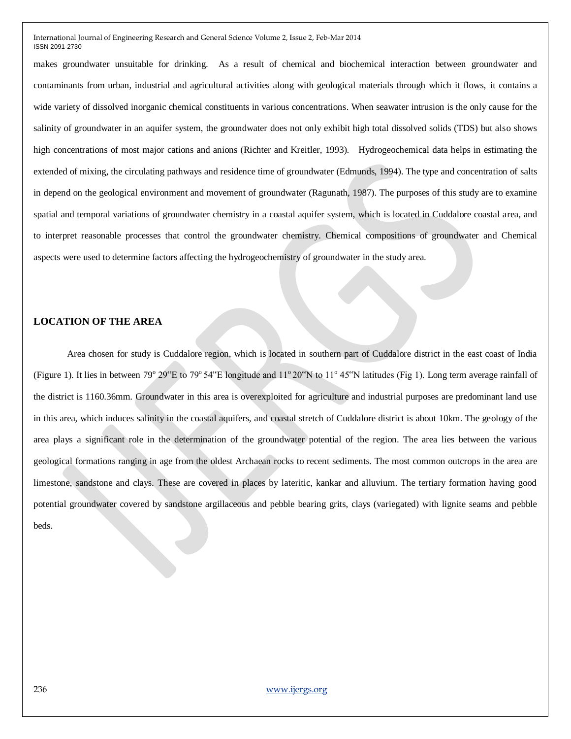makes groundwater unsuitable for drinking. As a result of chemical and biochemical interaction between groundwater and contaminants from urban, industrial and agricultural activities along with geological materials through which it flows, it contains a wide variety of dissolved inorganic chemical constituents in various concentrations. When seawater intrusion is the only cause for the salinity of groundwater in an aquifer system, the groundwater does not only exhibit high total dissolved solids (TDS) but also shows high concentrations of most major cations and anions (Richter and Kreitler, 1993). Hydrogeochemical data helps in estimating the extended of mixing, the circulating pathways and residence time of groundwater (Edmunds, 1994). The type and concentration of salts in depend on the geological environment and movement of groundwater (Ragunath, 1987). The purposes of this study are to examine spatial and temporal variations of groundwater chemistry in a coastal aquifer system, which is located in Cuddalore coastal area, and to interpret reasonable processes that control the groundwater chemistry. Chemical compositions of groundwater and Chemical aspects were used to determine factors affecting the hydrogeochemistry of groundwater in the study area.

## LOCATION OF THE AREA

Area chosen for study is Cuddalore region, which is located in southern part of Cuddalore district in the east coast of India (Figure 1). It lies in between 79° 29"E to 79° 54"E longitude and 11° 20"N to 11° 45"N latitudes (Fig 1). Long term average rainfall of the district is 1160.36mm. Groundwater in this area is overexploited for agriculture and industrial purposes are predominant land use in this area, which induces salinity in the coastal aquifers, and coastal stretch of Cuddalore district is about 10km. The geology of the area plays a significant role in the determination of the groundwater potential of the region. The area lies between the various geological formations ranging in age from the oldest Archaean rocks to recent sediments. The most common outcrops in the area are limestone, sandstone and clays. These are covered in places by lateritic, kankar and alluvium. The tertiary formation having good potential groundwater covered by sandstone argillaceous and pebble bearing grits, clays (variegated) with lignite seams and pebble beds.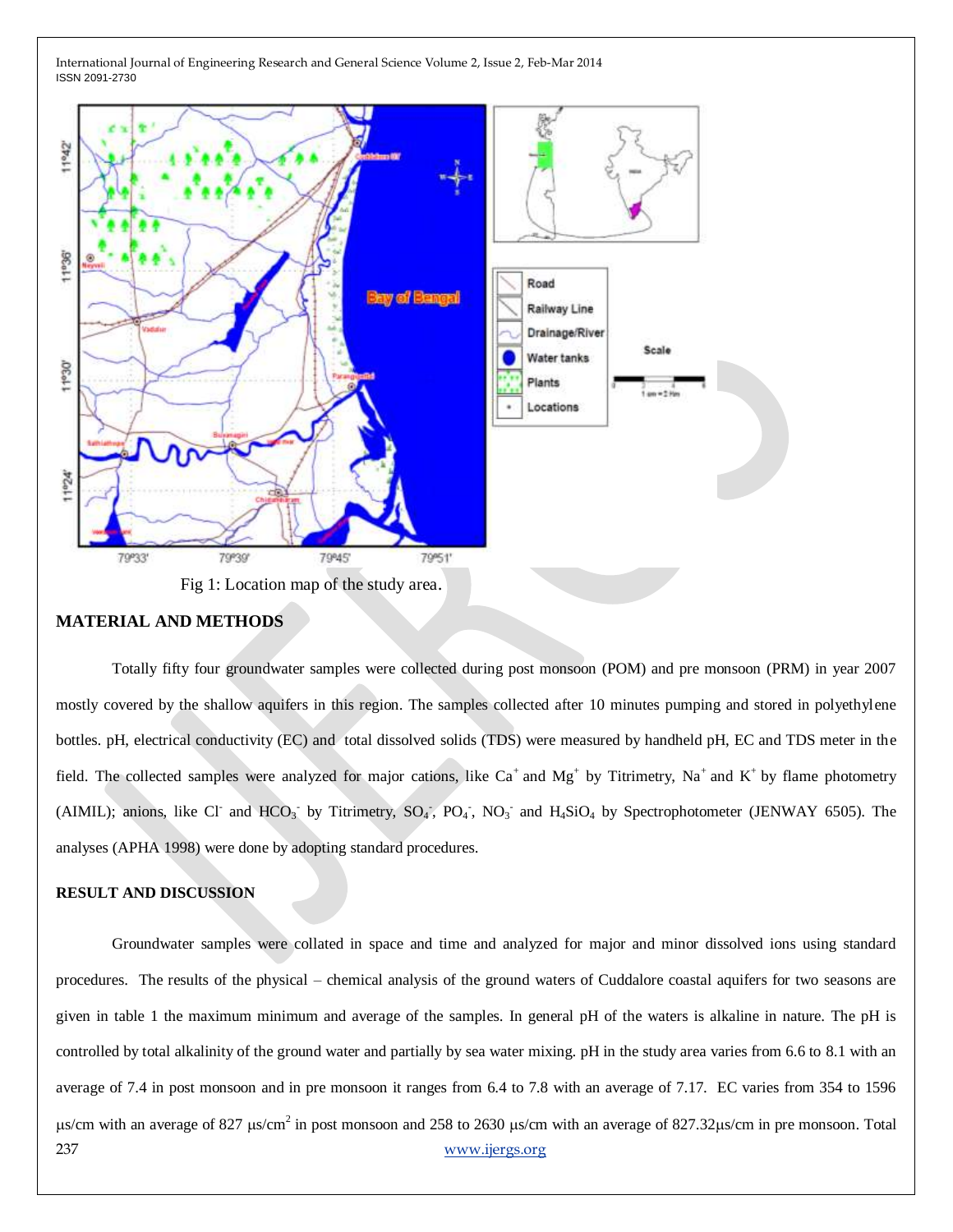Fig 1: Location map of the study area.

## MATERIAL AND METHODS

Totally fifty four groundwater samples were collected during post monsoon (POM) and pre monsoon (PRM) in year 2007 mostly covered by the shallow aquifers in this region. The samples collected after 10 minutes pumping and stored in polyethylene bottles. pH, electrical conductivity (EC) and total dissolved solids (TDS) were measured by handheld pH, EC and TDS meter in the field. The collected samples were analyzed for major cations, like $Ca^+$ and $Mg^+$ by Titrimetry, $Na^+$ and $K^+$ by flame photometry (AIMIL); anions, like $Cl^-$ and $HCO_3^-$ by Titrimetry, $SO_4^-$, $PO_4^-$, $NO_3^-$ and $H_4SiO_4$ by Spectrophotometer (JENWAY 6505). The analyses (APHA 1998) were done by adopting standard procedures.

## RESULT AND DISCUSSION

Groundwater samples were collated in space and time and analyzed for major and minor dissolved ions using standard procedures. The results of the physical – chemical analysis of the ground waters of Cuddalore coastal aquifers for two seasons are given in table 1 the maximum minimum and average of the samples. In general pH of the waters is alkaline in nature. The pH is controlled by total alkalinity of the ground water and partially by sea water mixing. pH in the study area varies from 6.6 to 8.1 with an average of 7.4 in post monsoon and in pre monsoon it ranges from 6.4 to 7.8 with an average of 7.17. EC varies from 354 to 1596 µs/cm with an average of 827 µs/cm$^2$ in post monsoon and 258 to 2630 µs/cm with an average of 827.32µs/cm in pre monsoon. Total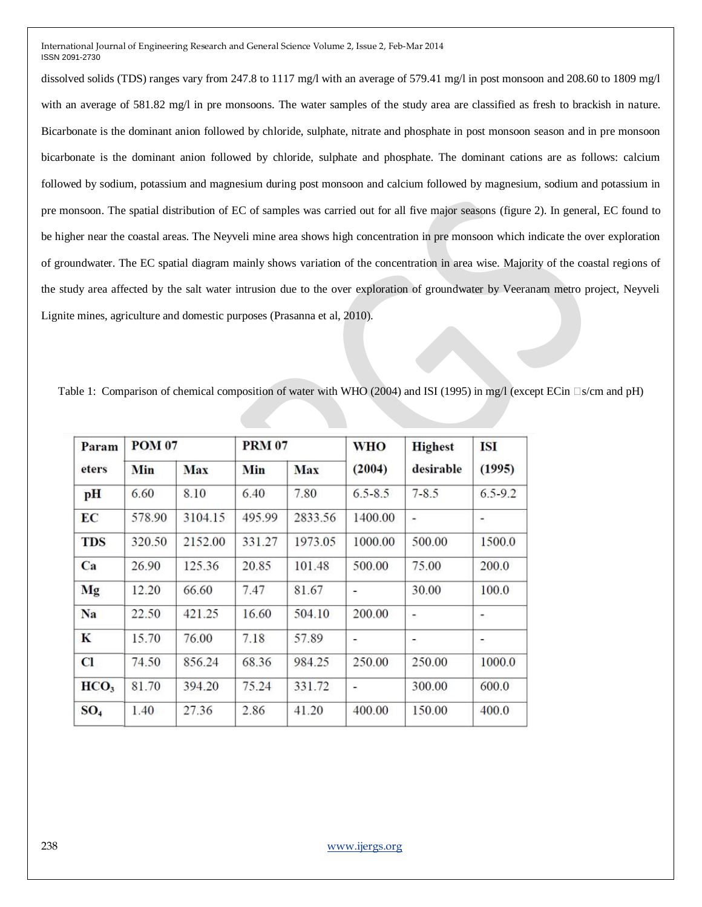dissolved solids (TDS) ranges vary from 247.8 to 1117 mg/l with an average of 579.41 mg/l in post monsoon and 208.60 to 1809 mg/l with an average of 581.82 mg/l in pre monsoons. The water samples of the study area are classified as fresh to brackish in nature. Bicarbonate is the dominant anion followed by chloride, sulphate, nitrate and phosphate in post monsoon season and in pre monsoon bicarbonate is the dominant anion followed by chloride, sulphate and phosphate. The dominant cations are as follows: calcium followed by sodium, potassium and magnesium during post monsoon and calcium followed by magnesium, sodium and potassium in pre monsoon. The spatial distribution of EC of samples was carried out for all five major seasons (figure 2). In general, EC found to be higher near the coastal areas. The Neyveli mine area shows high concentration in pre monsoon which indicate the over exploration of groundwater. The EC spatial diagram mainly shows variation of the concentration in area wise. Majority of the coastal regions of the study area affected by the salt water intrusion due to the over exploration of groundwater by Veeranam metro project, Neyveli Lignite mines, agriculture and domestic purposes (Prasanna et al, 2010).

Table 1: Comparison of chemical composition of water with WHO (2004) and ISI (1995) in mg/l (except ECin □s/cm and pH)

| Parameters | POM 07 | | PRM 07 | | WHO (2004) | Highest desirable | ISI (1995) |
|---|---|---|---|---|---|---|---|
| | Min | Max | Min | Max | | | |
| pH | 6.60 | 8.10 | 6.40 | 7.80 | 6.5-8.5 | 7-8.5 | 6.5-9.2 |
| EC | 578.90 | 3104.15 | 495.99 | 2833.56 | 1400.00 | - | - |
| TDS | 320.50 | 2152.00 | 331.27 | 1973.05 | 1000.00 | 500.00 | 1500.0 |
| Ca | 26.90 | 125.36 | 20.85 | 101.48 | 500.00 | 75.00 | 200.0 |
| Mg | 12.20 | 66.60 | 7.47 | 81.67 | - | 30.00 | 100.0 |
| Na | 22.50 | 421.25 | 16.60 | 504.10 | 200.00 | - | - |
| K | 15.70 | 76.00 | 7.18 | 57.89 | - | - | - |
| Cl | 74.50 | 856.24 | 68.36 | 984.25 | 250.00 | 250.00 | 1000.0 |
| $HCO_3$ | 81.70 | 394.20 | 75.24 | 331.72 | - | 300.00 | 600.0 |
| $SO_4$ | 1.40 | 27.36 | 2.86 | 41.20 | 400.00 | 150.00 | 400.0 |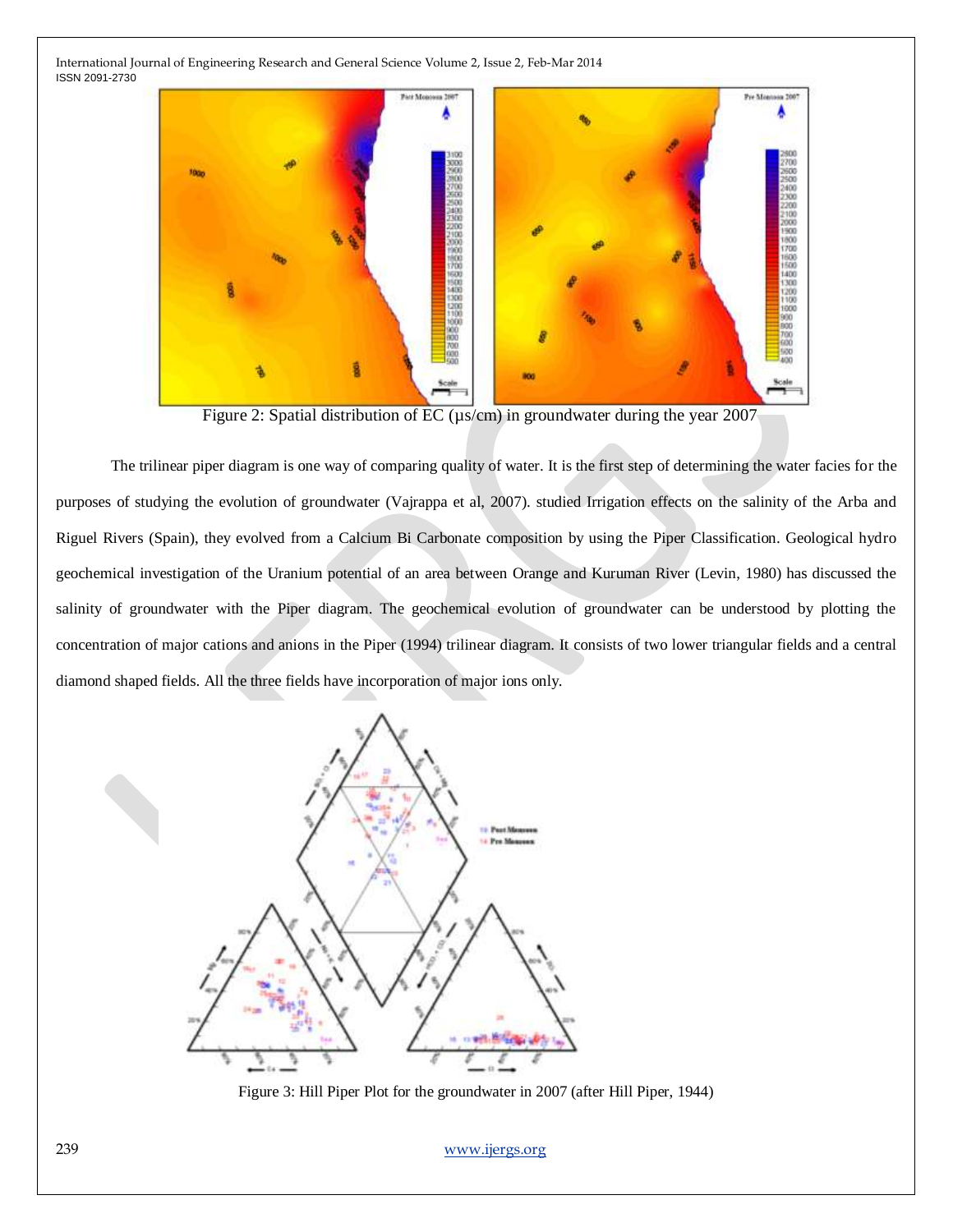Figure 2: Spatial distribution of EC (μs/cm) in groundwater during the year 2007

The trilinear piper diagram is one way of comparing quality of water. It is the first step of determining the water facies for the purposes of studying the evolution of groundwater (Vajrappa et al, 2007). studied Irrigation effects on the salinity of the Arba and Riguel Rivers (Spain), they evolved from a Calcium Bi Carbonate composition by using the Piper Classification. Geological hydro geochemical investigation of the Uranium potential of an area between Orange and Kuruman River (Levin, 1980) has discussed the salinity of groundwater with the Piper diagram. The geochemical evolution of groundwater can be understood by plotting the concentration of major cations and anions in the Piper (1994) trilinear diagram. It consists of two lower triangular fields and a central diamond shaped fields. All the three fields have incorporation of major ions only.

Figure 3: Hill Piper Plot for the groundwater in 2007 (after Hill Piper, 1944)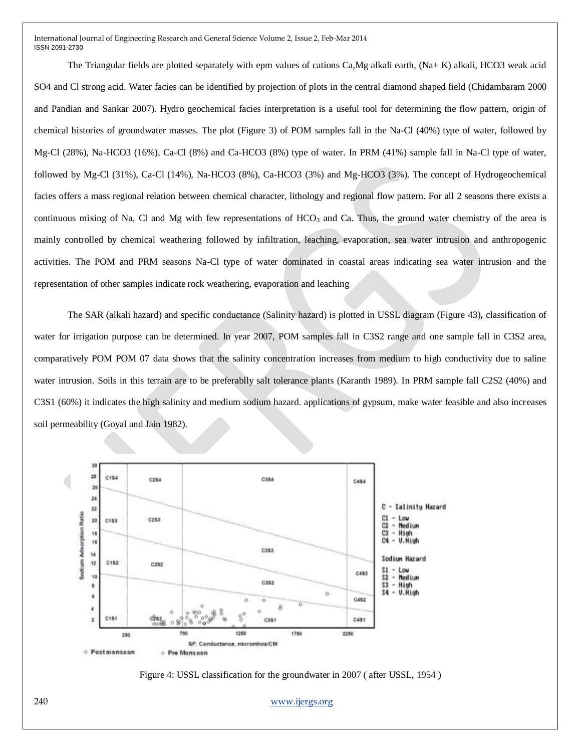The Triangular fields are plotted separately with epm values of cations Ca,Mg alkali earth, (Na+ K) alkali, HCO3 weak acid SO4 and Cl strong acid. Water facies can be identified by projection of plots in the central diamond shaped field (Chidambaram 2000 and Pandian and Sankar 2007). Hydro geochemical facies interpretation is a useful tool for determining the flow pattern, origin of chemical histories of groundwater masses. The plot (Figure 3) of POM samples fall in the Na-Cl (40%) type of water, followed by Mg-Cl (28%), Na-HCO3 (16%), Ca-Cl (8%) and Ca-HCO3 (8%) type of water. In PRM (41%) sample fall in Na-Cl type of water, followed by Mg-Cl (31%), Ca-Cl (14%), Na-HCO3 (8%), Ca-HCO3 (3%) and Mg-HCO3 (3%). The concept of Hydrogeochemical facies offers a mass regional relation between chemical character, lithology and regional flow pattern. For all 2 seasons there exists a continuous mixing of Na, Cl and Mg with few representations of $HCO_3$ and Ca. Thus, the ground water chemistry of the area is mainly controlled by chemical weathering followed by infiltration, leaching, evaporation, sea water intrusion and anthropogenic activities. The POM and PRM seasons Na-Cl type of water dominated in coastal areas indicating sea water intrusion and the representation of other samples indicate rock weathering, evaporation and leaching

The SAR (alkali hazard) and specific conductance (Salinity hazard) is plotted in USSL diagram (Figure 43**),** classification of water for irrigation purpose can be determined. In year 2007, POM samples fall in C3S2 range and one sample fall in C3S2 area, comparatively POM POM 07 data shows that the salinity concentration increases from medium to high conductivity due to saline water intrusion. Soils in this terrain are to be preferablly salt tolerance plants (Karanth 1989). In PRM sample fall C2S2 (40%) and C3S1 (60%) it indicates the high salinity and medium sodium hazard. applications of gypsum, make water feasible and also increases soil permeability (Goyal and Jain 1982).

Figure 4: USSL classification for the groundwater in 2007 ( after USSL, 1954 )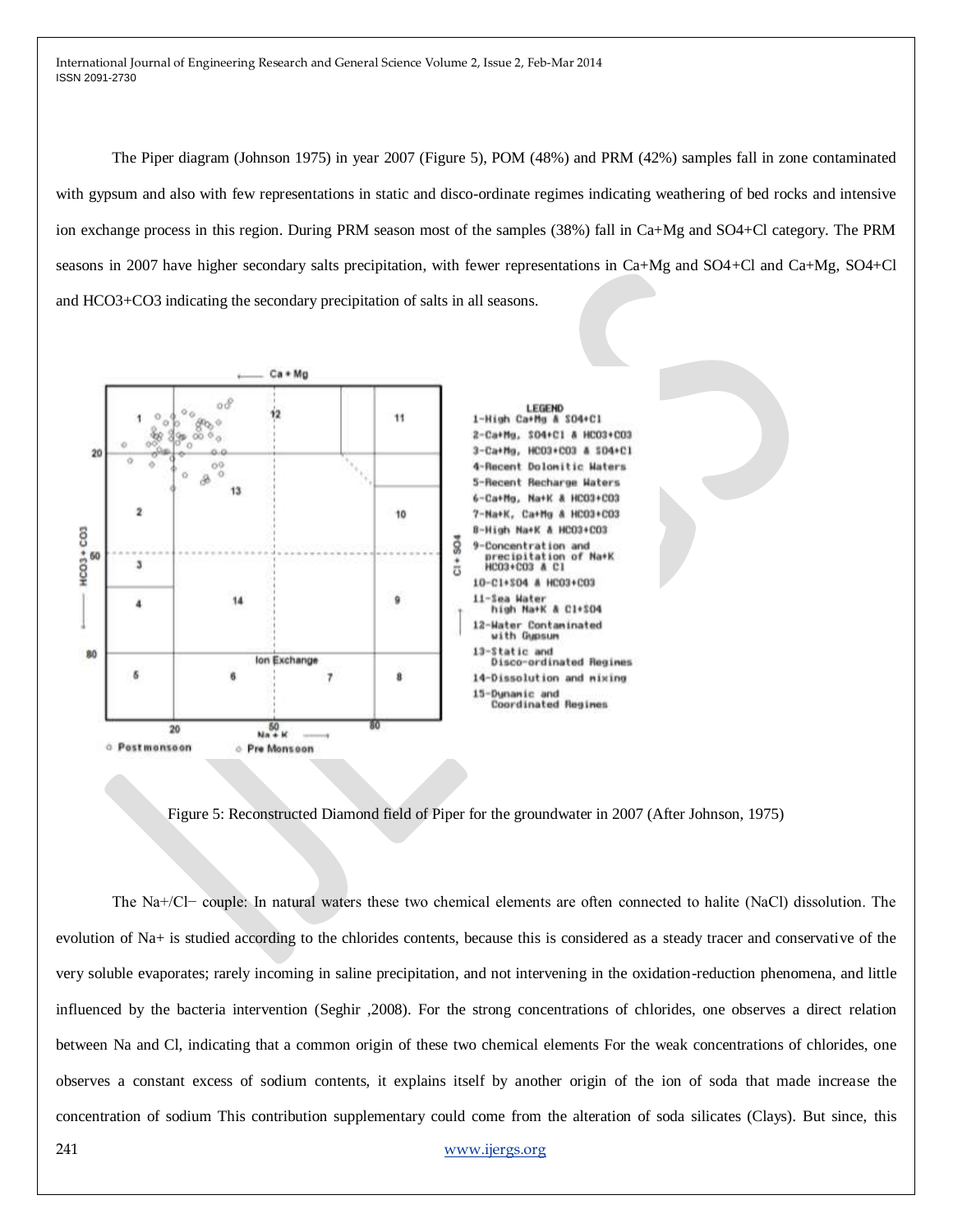The Piper diagram (Johnson 1975) in year 2007 (Figure 5), POM (48%) and PRM (42%) samples fall in zone contaminated with gypsum and also with few representations in static and disco-ordinate regimes indicating weathering of bed rocks and intensive ion exchange process in this region. During PRM season most of the samples (38%) fall in Ca+Mg and SO4+Cl category. The PRM seasons in 2007 have higher secondary salts precipitation, with fewer representations in Ca+Mg and SO4+Cl and Ca+Mg, SO4+Cl and HCO3+CO3 indicating the secondary precipitation of salts in all seasons.

Figure 5: Reconstructed Diamond field of Piper for the groundwater in 2007 (After Johnson, 1975)

The Na+/Cl− couple: In natural waters these two chemical elements are often connected to halite (NaCl) dissolution. The evolution of Na+ is studied according to the chlorides contents, because this is considered as a steady tracer and conservative of the very soluble evaporates; rarely incoming in saline precipitation, and not intervening in the oxidation-reduction phenomena, and little influenced by the bacteria intervention (Seghir ,2008). For the strong concentrations of chlorides, one observes a direct relation between Na and Cl, indicating that a common origin of these two chemical elements For the weak concentrations of chlorides, one observes a constant excess of sodium contents, it explains itself by another origin of the ion of soda that made increase the concentration of sodium This contribution supplementary could come from the alteration of soda silicates (Clays). But since, this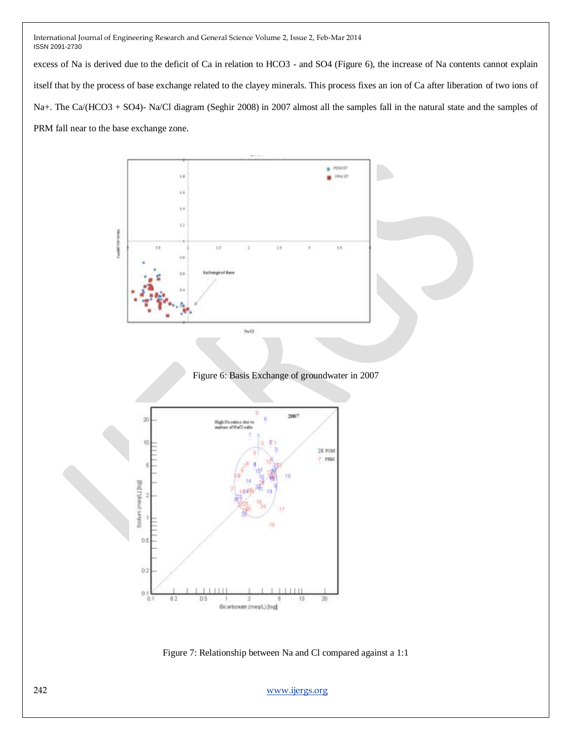excess of Na is derived due to the deficit of Ca in relation to $HCO_3$ - and $SO_4$ (Figure 6), the increase of Na contents cannot explain itself that by the process of base exchange related to the clayey minerals. This process fixes an ion of Ca after liberation of two ions of $Na^+$. The Ca/($HCO_3$ + $SO_4$)- Na/Cl diagram (Seghir 2008) in 2007 almost all the samples fall in the natural state and the samples of PRM fall near to the base exchange zone.

Figure 6: Basis Exchange of groundwater in 2007

Figure 7: Relationship between Na and Cl compared against a 1:1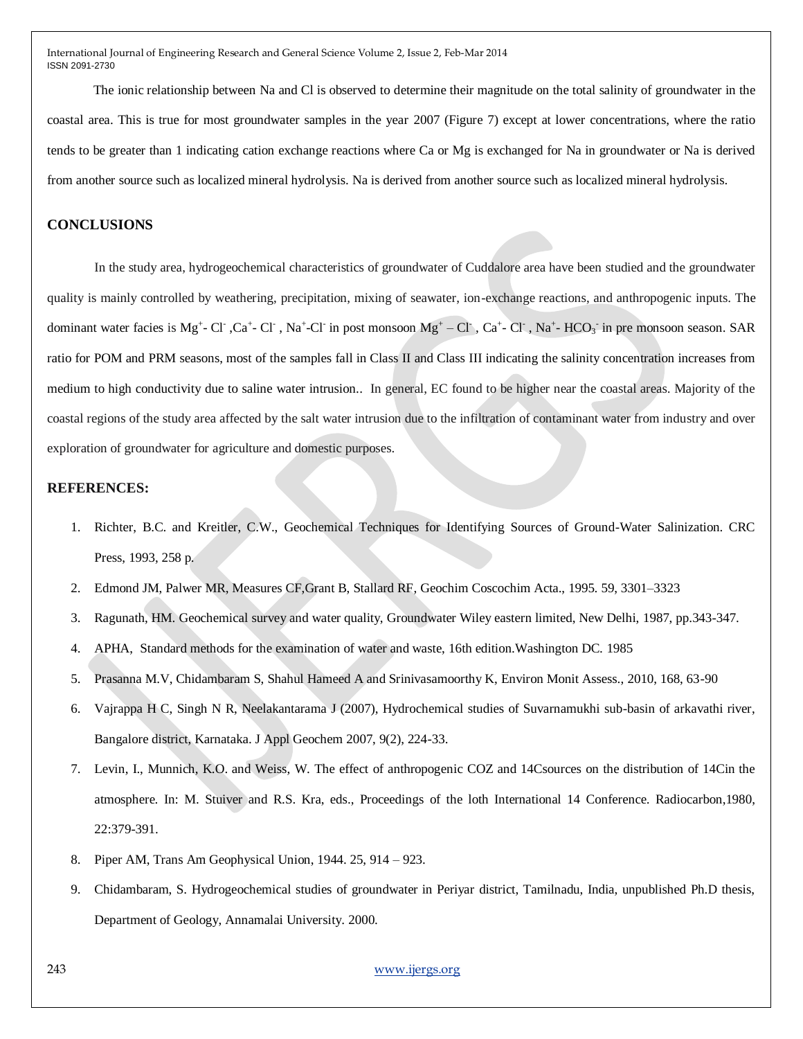The ionic relationship between Na and Cl is observed to determine their magnitude on the total salinity of groundwater in the coastal area. This is true for most groundwater samples in the year 2007 (Figure 7) except at lower concentrations, where the ratio tends to be greater than 1 indicating cation exchange reactions where Ca or Mg is exchanged for Na in groundwater or Na is derived from another source such as localized mineral hydrolysis. Na is derived from another source such as localized mineral hydrolysis.

## CONCLUSIONS

In the study area, hydrogeochemical characteristics of groundwater of Cuddalore area have been studied and the groundwater quality is mainly controlled by weathering, precipitation, mixing of seawater, ion-exchange reactions, and anthropogenic inputs. The dominant water facies is $Mg^{+}$- $Cl^{-}$ ,$Ca^{+}$- $Cl^{-}$ , $Na^{+}$-$Cl^{-}$ in post monsoon $Mg^{+}$ – $Cl^{-}$ , $Ca^{+}$- $Cl^{-}$ , $Na^{+}$- $HCO_3^{-}$ in pre monsoon season. SAR ratio for POM and PRM seasons, most of the samples fall in Class II and Class III indicating the salinity concentration increases from medium to high conductivity due to saline water intrusion.. In general, EC found to be higher near the coastal areas. Majority of the coastal regions of the study area affected by the salt water intrusion due to the infiltration of contaminant water from industry and over exploration of groundwater for agriculture and domestic purposes.

## REFERENCES:

1. Richter, B.C. and Kreitler, C.W., Geochemical Techniques for Identifying Sources of Ground-Water Salinization. CRC Press, 1993, 258 p.
2. Edmond JM, Palwer MR, Measures CF,Grant B, Stallard RF, Geochim Coscochim Acta., 1995. 59, 3301–3323
3. Ragunath, HM. Geochemical survey and water quality, Groundwater Wiley eastern limited, New Delhi, 1987, pp.343-347.
4. APHA, Standard methods for the examination of water and waste, 16th edition.Washington DC. 1985
5. Prasanna M.V, Chidambaram S, Shahul Hameed A and Srinivasamoorthy K, Environ Monit Assess., 2010, 168, 63-90
6. Vajrappa H C, Singh N R, Neelakantarama J (2007), Hydrochemical studies of Suvarnamukhi sub-basin of arkavathi river, Bangalore district, Karnataka. J Appl Geochem 2007, 9(2), 224-33.
7. Levin, I., Munnich, K.O. and Weiss, W. The effect of anthropogenic COZ and 14Csources on the distribution of 14Cin the atmosphere. In: M. Stuiver and R.S. Kra, eds., Proceedings of the loth International 14 Conference. Radiocarbon,1980, 22:379-391.
8. Piper AM, Trans Am Geophysical Union, 1944. 25, 914 – 923.
9. Chidambaram, S. Hydrogeochemical studies of groundwater in Periyar district, Tamilnadu, India, unpublished Ph.D thesis, Department of Geology, Annamalai University. 2000.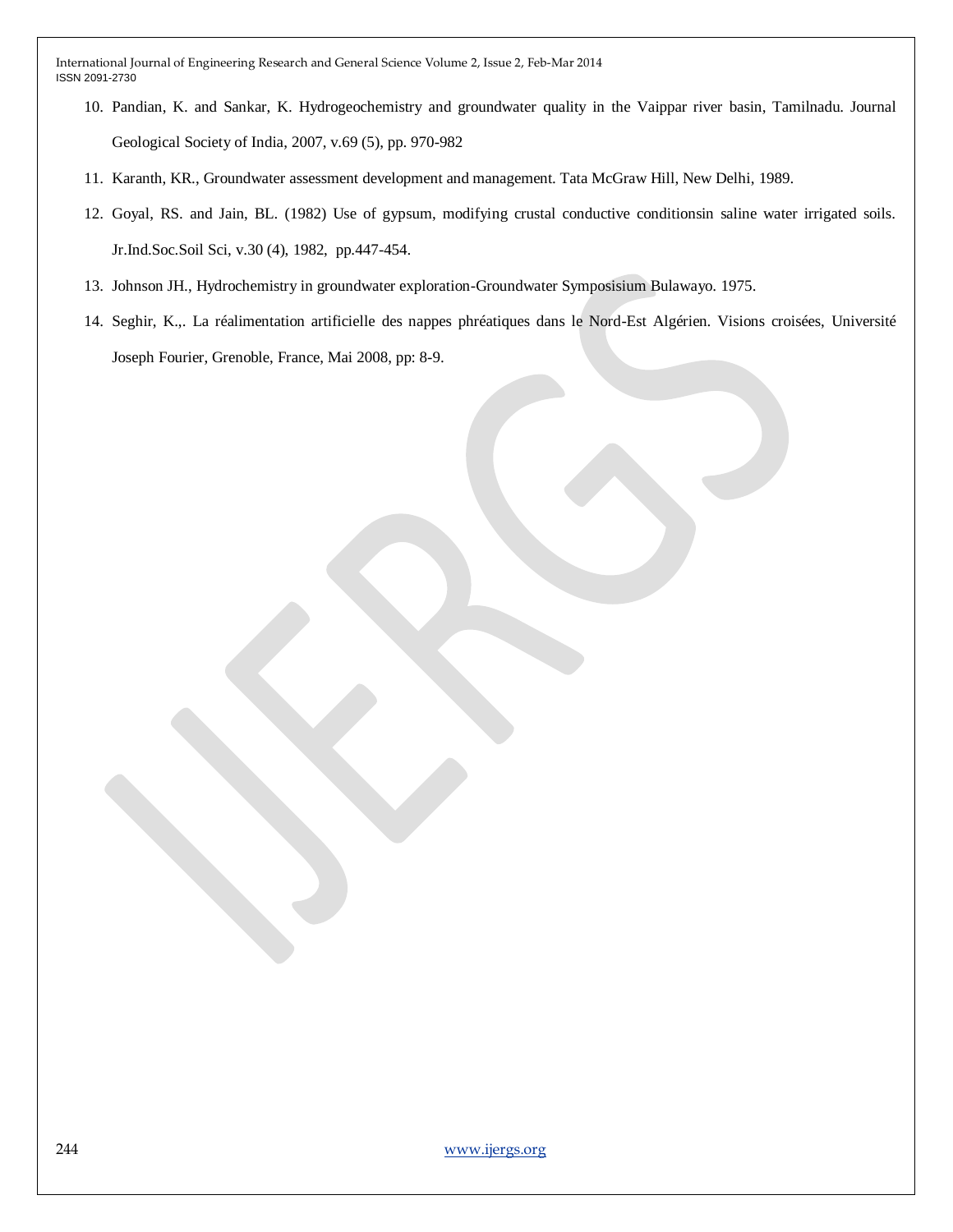10. Pandian, K. and Sankar, K. Hydrogeochemistry and groundwater quality in the Vaippar river basin, Tamilnadu. Journal Geological Society of India, 2007, v.69 (5), pp. 970-982
11. Karanth, KR., Groundwater assessment development and management. Tata McGraw Hill, New Delhi, 1989.
12. Goyal, RS. and Jain, BL. (1982) Use of gypsum, modifying crustal conductive conditionsin saline water irrigated soils. Jr.Ind.Soc.Soil Sci, v.30 (4), 1982, pp.447-454.
13. Johnson JH., Hydrochemistry in groundwater exploration-Groundwater Symposisium Bulawayo. 1975.
14. Seghir, K.,. La réalimentation artificielle des nappes phréatiques dans le Nord-Est Algérien. Visions croisées, Université Joseph Fourier, Grenoble, France, Mai 2008, pp: 8-9.